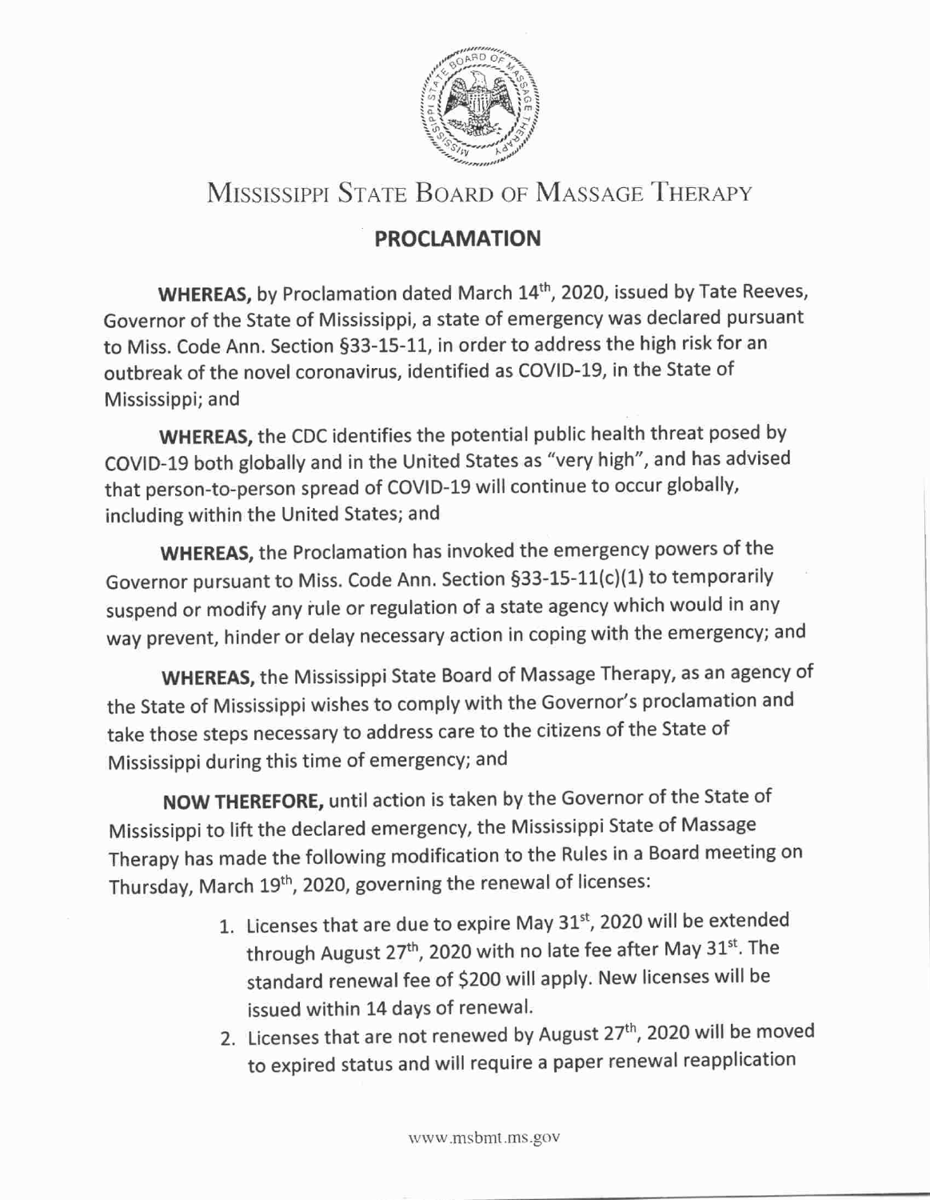# Mississippi State Board of Massage Therapy

## PROCLAMATION

**WHEREAS,** by Proclamation dated March 14th, 2020, issued by Tate Reeves, Governor of the State of Mississippi, a state of emergency was declared pursuant to Miss. Code Ann. Section §33-15-11, in order to address the high risk for an outbreak of the novel coronavirus, identified as COVID-19, in the State of Mississippi; and

**WHEREAS,** the CDC identifies the potential public health threat posed by COVID-19 both globally and in the United States as "very high", and has advised that person-to-person spread of COVID-19 will continue to occur globally, including within the United States; and

**WHEREAS,** the Proclamation has invoked the emergency powers of the Governor pursuant to Miss. Code Ann. Section §33-15-11(c)(1) to temporarily suspend or modify any rule or regulation of a state agency which would in any way prevent, hinder or delay necessary action in coping with the emergency; and

**WHEREAS,** the Mississippi State Board of Massage Therapy, as an agency of the State of Mississippi wishes to comply with the Governor's proclamation and take those steps necessary to address care to the citizens of the State of Mississippi during this time of emergency; and

**NOW THEREFORE,** until action is taken by the Governor of the State of Mississippi to lift the declared emergency, the Mississippi State of Massage Therapy has made the following modification to the Rules in a Board meeting on Thursday, March 19th, 2020, governing the renewal of licenses:

1. Licenses that are due to expire May 31st, 2020 will be extended through August 27th, 2020 with no late fee after May 31st. The standard renewal fee of $200 will apply. New licenses will be issued within 14 days of renewal.
2. Licenses that are not renewed by August 27th, 2020 will be moved to expired status and will require a paper renewal reapplication

www.msbmt.ms.gov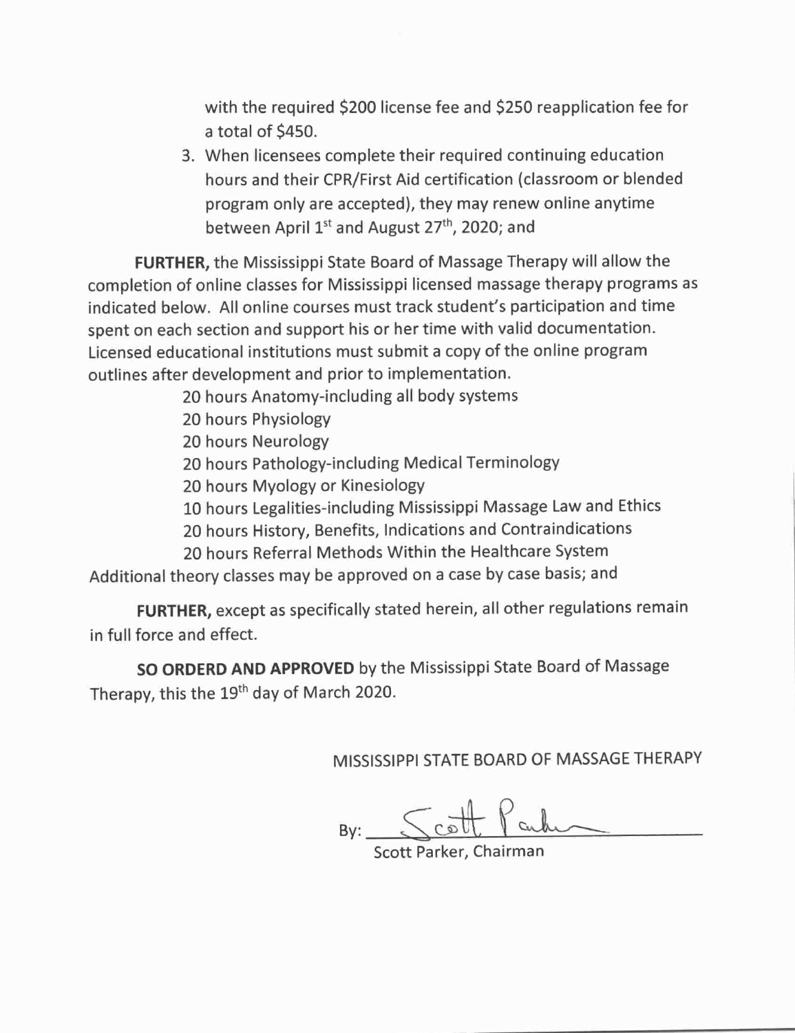with the required $200 license fee and $250 reapplication fee for a total of $450.

3. When licensees complete their required continuing education hours and their CPR/First Aid certification (classroom or blended program only are accepted), they may renew online anytime between April 1st and August 27th, 2020; and

**FURTHER,** the Mississippi State Board of Massage Therapy will allow the completion of online classes for Mississippi licensed massage therapy programs as indicated below. All online courses must track student's participation and time spent on each section and support his or her time with valid documentation. Licensed educational institutions must submit a copy of the online program outlines after development and prior to implementation.

20 hours Anatomy-including all body systems
20 hours Physiology
20 hours Neurology
20 hours Pathology-including Medical Terminology
20 hours Myology or Kinesiology
10 hours Legalities-including Mississippi Massage Law and Ethics
20 hours History, Benefits, Indications and Contraindications
20 hours Referral Methods Within the Healthcare System

Additional theory classes may be approved on a case by case basis; and

**FURTHER,** except as specifically stated herein, all other regulations remain in full force and effect.

**SO ORDERD AND APPROVED** by the Mississippi State Board of Massage Therapy, this the 19th day of March 2020.

MISSISSIPPI STATE BOARD OF MASSAGE THERAPY

By: Scott Parker

Scott Parker, Chairman